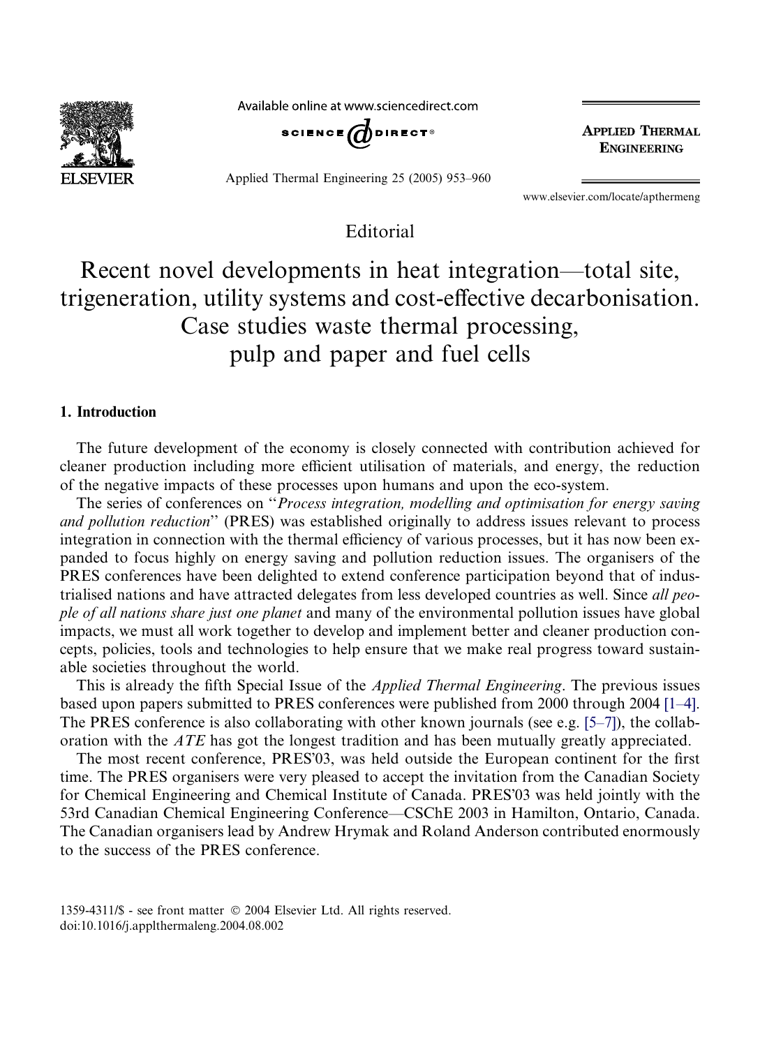Editorial

# Recent novel developments in heat integration—total site, trigeneration, utility systems and cost-effective decarbonisation. Case studies waste thermal processing, pulp and paper and fuel cells

## 1. Introduction

The future development of the economy is closely connected with contribution achieved for cleaner production including more efficient utilisation of materials, and energy, the reduction of the negative impacts of these processes upon humans and upon the eco-system.

The series of conferences on "*Process integration, modelling and optimisation for energy saving and pollution reduction*" (PRES) was established originally to address issues relevant to process integration in connection with the thermal efficiency of various processes, but it has now been expanded to focus highly on energy saving and pollution reduction issues. The organisers of the PRES conferences have been delighted to extend conference participation beyond that of industrialised nations and have attracted delegates from less developed countries as well. Since *all people of all nations share just one planet* and many of the environmental pollution issues have global impacts, we must all work together to develop and implement better and cleaner production concepts, policies, tools and technologies to help ensure that we make real progress toward sustainable societies throughout the world.

This is already the fifth Special Issue of the *Applied Thermal Engineering*. The previous issues based upon papers submitted to PRES conferences were published from 2000 through 2004 [1–4]. The PRES conference is also collaborating with other known journals (see e.g. [5–7]), the collaboration with the *ATE* has got the longest tradition and has been mutually greatly appreciated.

The most recent conference, PRES'03, was held outside the European continent for the first time. The PRES organisers were very pleased to accept the invitation from the Canadian Society for Chemical Engineering and Chemical Institute of Canada. PRES'03 was held jointly with the 53rd Canadian Chemical Engineering Conference—CSChE 2003 in Hamilton, Ontario, Canada. The Canadian organisers lead by Andrew Hrymak and Roland Anderson contributed enormously to the success of the PRES conference.

1359-4311/$ - see front matter © 2004 Elsevier Ltd. All rights reserved.
doi:10.1016/j.applthermaleng.2004.08.002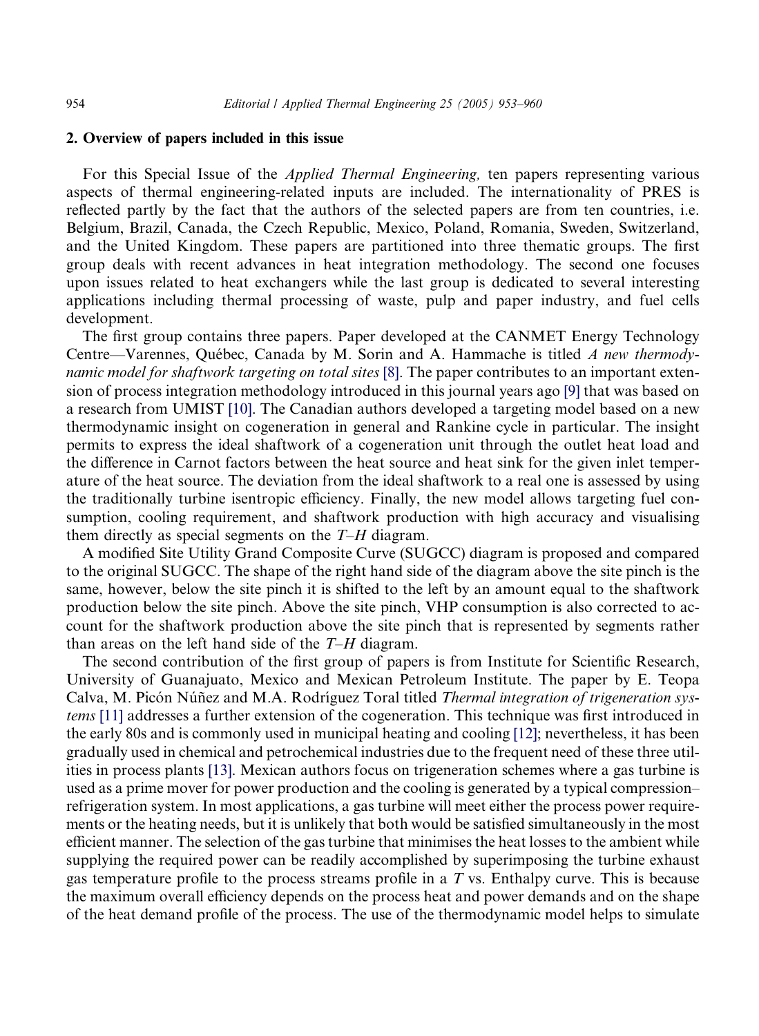## 2. Overview of papers included in this issue

For this Special Issue of the *Applied Thermal Engineering,* ten papers representing various aspects of thermal engineering-related inputs are included. The internationality of PRES is reflected partly by the fact that the authors of the selected papers are from ten countries, i.e. Belgium, Brazil, Canada, the Czech Republic, Mexico, Poland, Romania, Sweden, Switzerland, and the United Kingdom. These papers are partitioned into three thematic groups. The first group deals with recent advances in heat integration methodology. The second one focuses upon issues related to heat exchangers while the last group is dedicated to several interesting applications including thermal processing of waste, pulp and paper industry, and fuel cells development.

The first group contains three papers. Paper developed at the CANMET Energy Technology Centre—Varennes, Québec, Canada by M. Sorin and A. Hammache is titled *A new thermodynamic model for shaftwork targeting on total sites* [8]. The paper contributes to an important extension of process integration methodology introduced in this journal years ago [9] that was based on a research from UMIST [10]. The Canadian authors developed a targeting model based on a new thermodynamic insight on cogeneration in general and Rankine cycle in particular. The insight permits to express the ideal shaftwork of a cogeneration unit through the outlet heat load and the difference in Carnot factors between the heat source and heat sink for the given inlet temperature of the heat source. The deviation from the ideal shaftwork to a real one is assessed by using the traditionally turbine isentropic efficiency. Finally, the new model allows targeting fuel consumption, cooling requirement, and shaftwork production with high accuracy and visualising them directly as special segments on the *T*–*H* diagram.

A modified Site Utility Grand Composite Curve (SUGCC) diagram is proposed and compared to the original SUGCC. The shape of the right hand side of the diagram above the site pinch is the same, however, below the site pinch it is shifted to the left by an amount equal to the shaftwork production below the site pinch. Above the site pinch, VHP consumption is also corrected to account for the shaftwork production above the site pinch that is represented by segments rather than areas on the left hand side of the *T*–*H* diagram.

The second contribution of the first group of papers is from Institute for Scientific Research, University of Guanajuato, Mexico and Mexican Petroleum Institute. The paper by E. Teopa Calva, M. Picón Núñez and M.A. Rodríguez Toral titled *Thermal integration of trigeneration systems* [11] addresses a further extension of the cogeneration. This technique was first introduced in the early 80s and is commonly used in municipal heating and cooling [12]; nevertheless, it has been gradually used in chemical and petrochemical industries due to the frequent need of these three utilities in process plants [13]. Mexican authors focus on trigeneration schemes where a gas turbine is used as a prime mover for power production and the cooling is generated by a typical compression–refrigeration system. In most applications, a gas turbine will meet either the process power requirements or the heating needs, but it is unlikely that both would be satisfied simultaneously in the most efficient manner. The selection of the gas turbine that minimises the heat losses to the ambient while supplying the required power can be readily accomplished by superimposing the turbine exhaust gas temperature profile to the process streams profile in a *T* vs. Enthalpy curve. This is because the maximum overall efficiency depends on the process heat and power demands and on the shape of the heat demand profile of the process. The use of the thermodynamic model helps to simulate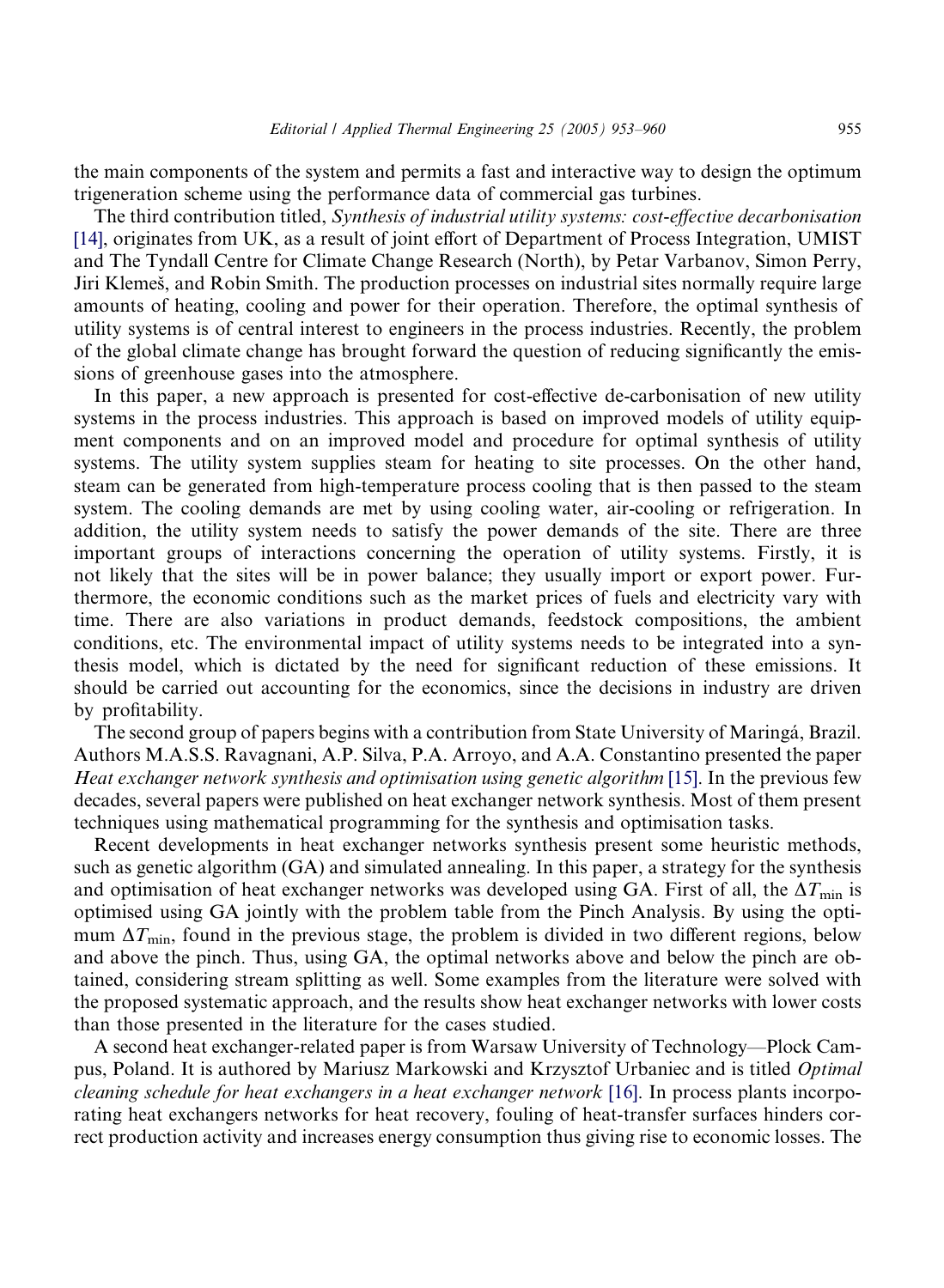the main components of the system and permits a fast and interactive way to design the optimum trigeneration scheme using the performance data of commercial gas turbines.

The third contribution titled, *Synthesis of industrial utility systems: cost-effective decarbonisation* [14], originates from UK, as a result of joint effort of Department of Process Integration, UMIST and The Tyndall Centre for Climate Change Research (North), by Petar Varbanov, Simon Perry, Jiri Klemeš, and Robin Smith. The production processes on industrial sites normally require large amounts of heating, cooling and power for their operation. Therefore, the optimal synthesis of utility systems is of central interest to engineers in the process industries. Recently, the problem of the global climate change has brought forward the question of reducing significantly the emissions of greenhouse gases into the atmosphere.

In this paper, a new approach is presented for cost-effective de-carbonisation of new utility systems in the process industries. This approach is based on improved models of utility equipment components and on an improved model and procedure for optimal synthesis of utility systems. The utility system supplies steam for heating to site processes. On the other hand, steam can be generated from high-temperature process cooling that is then passed to the steam system. The cooling demands are met by using cooling water, air-cooling or refrigeration. In addition, the utility system needs to satisfy the power demands of the site. There are three important groups of interactions concerning the operation of utility systems. Firstly, it is not likely that the sites will be in power balance; they usually import or export power. Furthermore, the economic conditions such as the market prices of fuels and electricity vary with time. There are also variations in product demands, feedstock compositions, the ambient conditions, etc. The environmental impact of utility systems needs to be integrated into a synthesis model, which is dictated by the need for significant reduction of these emissions. It should be carried out accounting for the economics, since the decisions in industry are driven by profitability.

The second group of papers begins with a contribution from State University of Maringá, Brazil. Authors M.A.S.S. Ravagnani, A.P. Silva, P.A. Arroyo, and A.A. Constantino presented the paper *Heat exchanger network synthesis and optimisation using genetic algorithm* [15]. In the previous few decades, several papers were published on heat exchanger network synthesis. Most of them present techniques using mathematical programming for the synthesis and optimisation tasks.

Recent developments in heat exchanger networks synthesis present some heuristic methods, such as genetic algorithm (GA) and simulated annealing. In this paper, a strategy for the synthesis and optimisation of heat exchanger networks was developed using GA. First of all, the $\Delta T_{\min}$ is optimised using GA jointly with the problem table from the Pinch Analysis. By using the optimum $\Delta T_{\min}$, found in the previous stage, the problem is divided in two different regions, below and above the pinch. Thus, using GA, the optimal networks above and below the pinch are obtained, considering stream splitting as well. Some examples from the literature were solved with the proposed systematic approach, and the results show heat exchanger networks with lower costs than those presented in the literature for the cases studied.

A second heat exchanger-related paper is from Warsaw University of Technology—Plock Campus, Poland. It is authored by Mariusz Markowski and Krzysztof Urbaniec and is titled *Optimal cleaning schedule for heat exchangers in a heat exchanger network* [16]. In process plants incorporating heat exchangers networks for heat recovery, fouling of heat-transfer surfaces hinders correct production activity and increases energy consumption thus giving rise to economic losses. The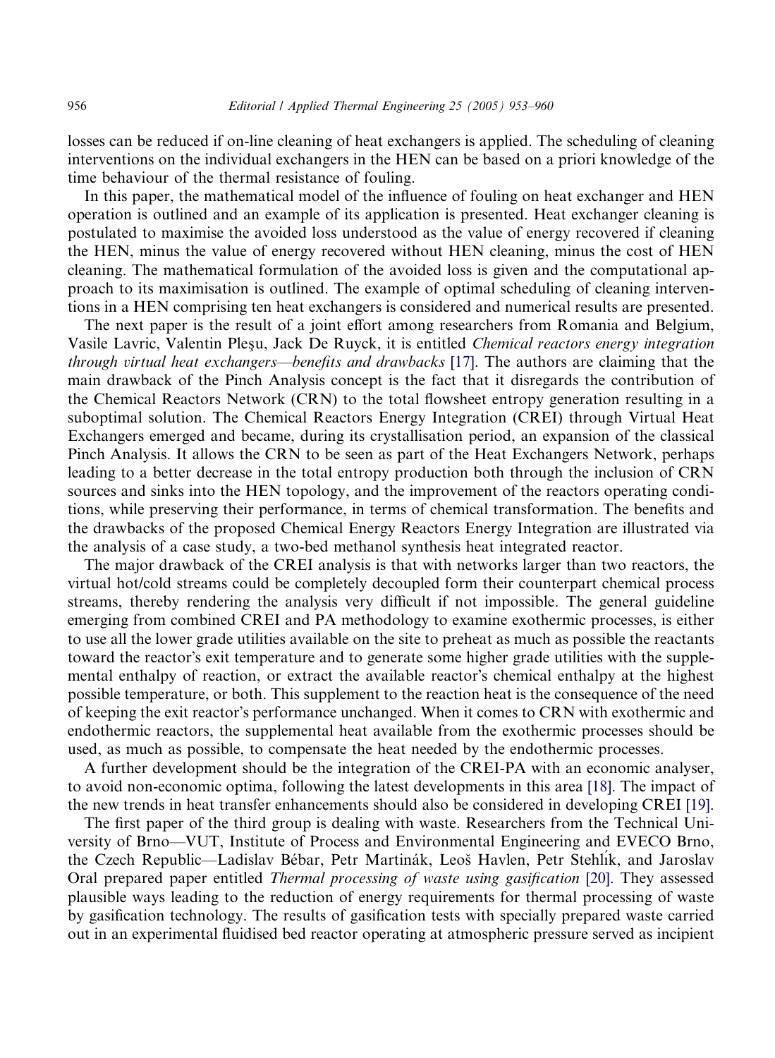losses can be reduced if on-line cleaning of heat exchangers is applied. The scheduling of cleaning interventions on the individual exchangers in the HEN can be based on a priori knowledge of the time behaviour of the thermal resistance of fouling.

In this paper, the mathematical model of the influence of fouling on heat exchanger and HEN operation is outlined and an example of its application is presented. Heat exchanger cleaning is postulated to maximise the avoided loss understood as the value of energy recovered if cleaning the HEN, minus the value of energy recovered without HEN cleaning, minus the cost of HEN cleaning. The mathematical formulation of the avoided loss is given and the computational approach to its maximisation is outlined. The example of optimal scheduling of cleaning interventions in a HEN comprising ten heat exchangers is considered and numerical results are presented.

The next paper is the result of a joint effort among researchers from Romania and Belgium, Vasile Lavric, Valentin Pleşu, Jack De Ruyck, it is entitled *Chemical reactors energy integration through virtual heat exchangers—benefits and drawbacks* [17]. The authors are claiming that the main drawback of the Pinch Analysis concept is the fact that it disregards the contribution of the Chemical Reactors Network (CRN) to the total flowsheet entropy generation resulting in a suboptimal solution. The Chemical Reactors Energy Integration (CREI) through Virtual Heat Exchangers emerged and became, during its crystallisation period, an expansion of the classical Pinch Analysis. It allows the CRN to be seen as part of the Heat Exchangers Network, perhaps leading to a better decrease in the total entropy production both through the inclusion of CRN sources and sinks into the HEN topology, and the improvement of the reactors operating conditions, while preserving their performance, in terms of chemical transformation. The benefits and the drawbacks of the proposed Chemical Energy Reactors Energy Integration are illustrated via the analysis of a case study, a two-bed methanol synthesis heat integrated reactor.

The major drawback of the CREI analysis is that with networks larger than two reactors, the virtual hot/cold streams could be completely decoupled form their counterpart chemical process streams, thereby rendering the analysis very difficult if not impossible. The general guideline emerging from combined CREI and PA methodology to examine exothermic processes, is either to use all the lower grade utilities available on the site to preheat as much as possible the reactants toward the reactor's exit temperature and to generate some higher grade utilities with the supplemental enthalpy of reaction, or extract the available reactor's chemical enthalpy at the highest possible temperature, or both. This supplement to the reaction heat is the consequence of the need of keeping the exit reactor's performance unchanged. When it comes to CRN with exothermic and endothermic reactors, the supplemental heat available from the exothermic processes should be used, as much as possible, to compensate the heat needed by the endothermic processes.

A further development should be the integration of the CREI-PA with an economic analyser, to avoid non-economic optima, following the latest developments in this area [18]. The impact of the new trends in heat transfer enhancements should also be considered in developing CREI [19].

The first paper of the third group is dealing with waste. Researchers from the Technical University of Brno—VUT, Institute of Process and Environmental Engineering and EVECO Brno, the Czech Republic—Ladislav Bébar, Petr Martinák, Leoš Havlen, Petr Stehlík, and Jaroslav Oral prepared paper entitled *Thermal processing of waste using gasification* [20]. They assessed plausible ways leading to the reduction of energy requirements for thermal processing of waste by gasification technology. The results of gasification tests with specially prepared waste carried out in an experimental fluidised bed reactor operating at atmospheric pressure served as incipient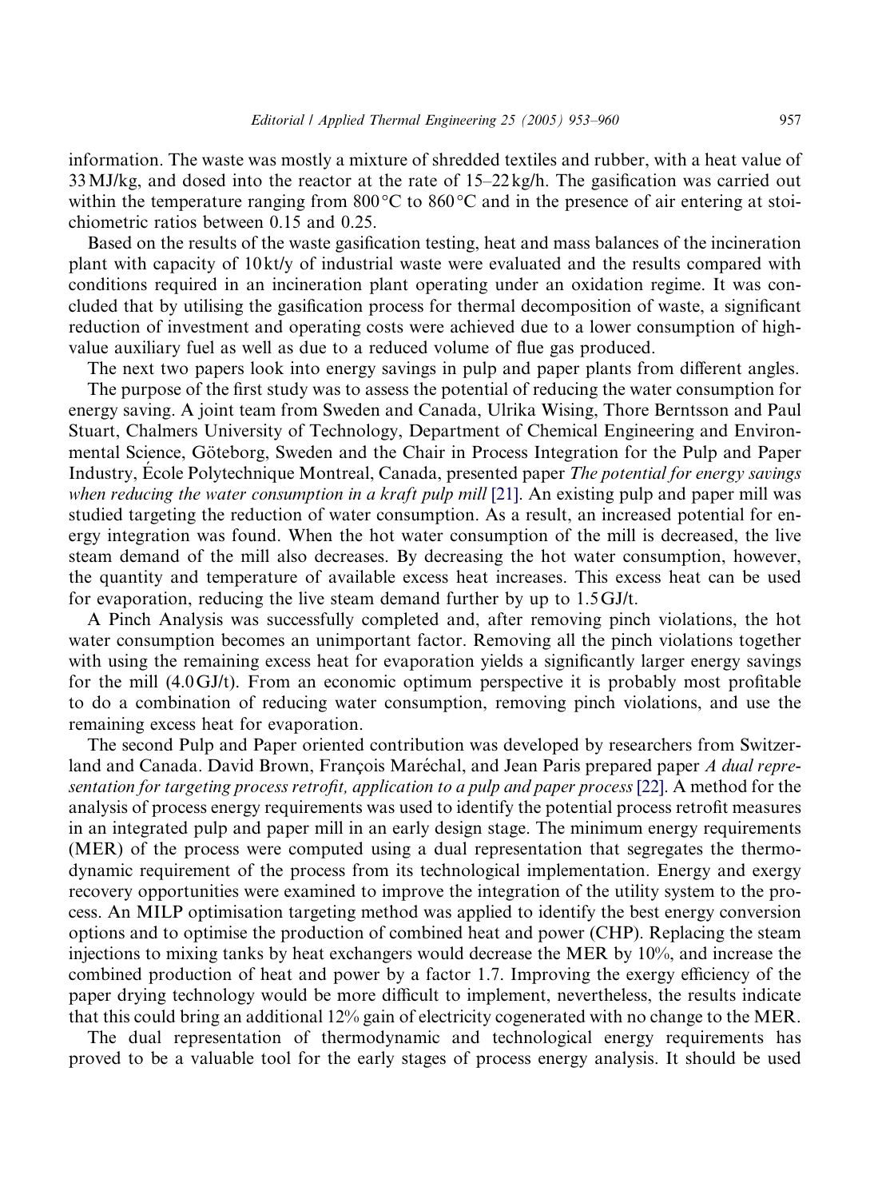information. The waste was mostly a mixture of shredded textiles and rubber, with a heat value of 33 MJ/kg, and dosed into the reactor at the rate of 15–22 kg/h. The gasification was carried out within the temperature ranging from 800 °C to 860 °C and in the presence of air entering at stoichiometric ratios between 0.15 and 0.25.

Based on the results of the waste gasification testing, heat and mass balances of the incineration plant with capacity of 10 kt/y of industrial waste were evaluated and the results compared with conditions required in an incineration plant operating under an oxidation regime. It was concluded that by utilising the gasification process for thermal decomposition of waste, a significant reduction of investment and operating costs were achieved due to a lower consumption of high-value auxiliary fuel as well as due to a reduced volume of flue gas produced.

The next two papers look into energy savings in pulp and paper plants from different angles.

The purpose of the first study was to assess the potential of reducing the water consumption for energy saving. A joint team from Sweden and Canada, Ulrika Wising, Thore Berntsson and Paul Stuart, Chalmers University of Technology, Department of Chemical Engineering and Environmental Science, Göteborg, Sweden and the Chair in Process Integration for the Pulp and Paper Industry, École Polytechnique Montreal, Canada, presented paper *The potential for energy savings when reducing the water consumption in a kraft pulp mill* [21]. An existing pulp and paper mill was studied targeting the reduction of water consumption. As a result, an increased potential for energy integration was found. When the hot water consumption of the mill is decreased, the live steam demand of the mill also decreases. By decreasing the hot water consumption, however, the quantity and temperature of available excess heat increases. This excess heat can be used for evaporation, reducing the live steam demand further by up to 1.5 GJ/t.

A Pinch Analysis was successfully completed and, after removing pinch violations, the hot water consumption becomes an unimportant factor. Removing all the pinch violations together with using the remaining excess heat for evaporation yields a significantly larger energy savings for the mill (4.0 GJ/t). From an economic optimum perspective it is probably most profitable to do a combination of reducing water consumption, removing pinch violations, and use the remaining excess heat for evaporation.

The second Pulp and Paper oriented contribution was developed by researchers from Switzerland and Canada. David Brown, François Maréchal, and Jean Paris prepared paper *A dual representation for targeting process retrofit, application to a pulp and paper process* [22]. A method for the analysis of process energy requirements was used to identify the potential process retrofit measures in an integrated pulp and paper mill in an early design stage. The minimum energy requirements (MER) of the process were computed using a dual representation that segregates the thermodynamic requirement of the process from its technological implementation. Energy and exergy recovery opportunities were examined to improve the integration of the utility system to the process. An MILP optimisation targeting method was applied to identify the best energy conversion options and to optimise the production of combined heat and power (CHP). Replacing the steam injections to mixing tanks by heat exchangers would decrease the MER by 10%, and increase the combined production of heat and power by a factor 1.7. Improving the exergy efficiency of the paper drying technology would be more difficult to implement, nevertheless, the results indicate that this could bring an additional 12% gain of electricity cogenerated with no change to the MER.

The dual representation of thermodynamic and technological energy requirements has proved to be a valuable tool for the early stages of process energy analysis. It should be used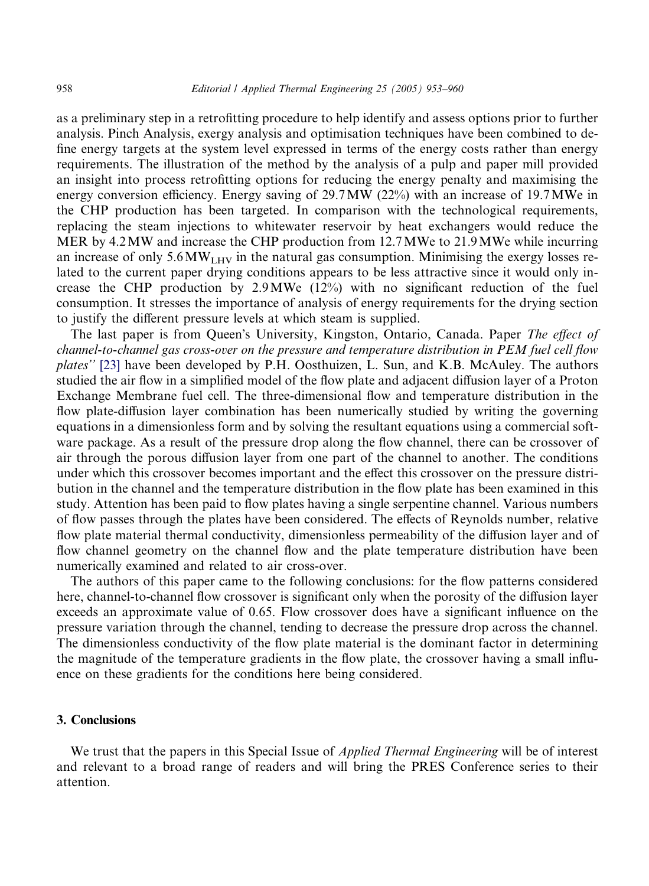as a preliminary step in a retrofitting procedure to help identify and assess options prior to further analysis. Pinch Analysis, exergy analysis and optimisation techniques have been combined to define energy targets at the system level expressed in terms of the energy costs rather than energy requirements. The illustration of the method by the analysis of a pulp and paper mill provided an insight into process retrofitting options for reducing the energy penalty and maximising the energy conversion efficiency. Energy saving of 29.7 MW (22%) with an increase of 19.7 MWe in the CHP production has been targeted. In comparison with the technological requirements, replacing the steam injections to whitewater reservoir by heat exchangers would reduce the MER by 4.2 MW and increase the CHP production from 12.7 MWe to 21.9 MWe while incurring an increase of only 5.6 $MW_{LHV}$ in the natural gas consumption. Minimising the exergy losses related to the current paper drying conditions appears to be less attractive since it would only increase the CHP production by 2.9 MWe (12%) with no significant reduction of the fuel consumption. It stresses the importance of analysis of energy requirements for the drying section to justify the different pressure levels at which steam is supplied.

The last paper is from Queen's University, Kingston, Ontario, Canada. Paper *The effect of channel-to-channel gas cross-over on the pressure and temperature distribution in PEM fuel cell flow plates"* [23] have been developed by P.H. Oosthuizen, L. Sun, and K.B. McAuley. The authors studied the air flow in a simplified model of the flow plate and adjacent diffusion layer of a Proton Exchange Membrane fuel cell. The three-dimensional flow and temperature distribution in the flow plate-diffusion layer combination has been numerically studied by writing the governing equations in a dimensionless form and by solving the resultant equations using a commercial software package. As a result of the pressure drop along the flow channel, there can be crossover of air through the porous diffusion layer from one part of the channel to another. The conditions under which this crossover becomes important and the effect this crossover on the pressure distribution in the channel and the temperature distribution in the flow plate has been examined in this study. Attention has been paid to flow plates having a single serpentine channel. Various numbers of flow passes through the plates have been considered. The effects of Reynolds number, relative flow plate material thermal conductivity, dimensionless permeability of the diffusion layer and of flow channel geometry on the channel flow and the plate temperature distribution have been numerically examined and related to air cross-over.

The authors of this paper came to the following conclusions: for the flow patterns considered here, channel-to-channel flow crossover is significant only when the porosity of the diffusion layer exceeds an approximate value of 0.65. Flow crossover does have a significant influence on the pressure variation through the channel, tending to decrease the pressure drop across the channel. The dimensionless conductivity of the flow plate material is the dominant factor in determining the magnitude of the temperature gradients in the flow plate, the crossover having a small influence on these gradients for the conditions here being considered.

## 3. Conclusions

We trust that the papers in this Special Issue of *Applied Thermal Engineering* will be of interest and relevant to a broad range of readers and will bring the PRES Conference series to their attention.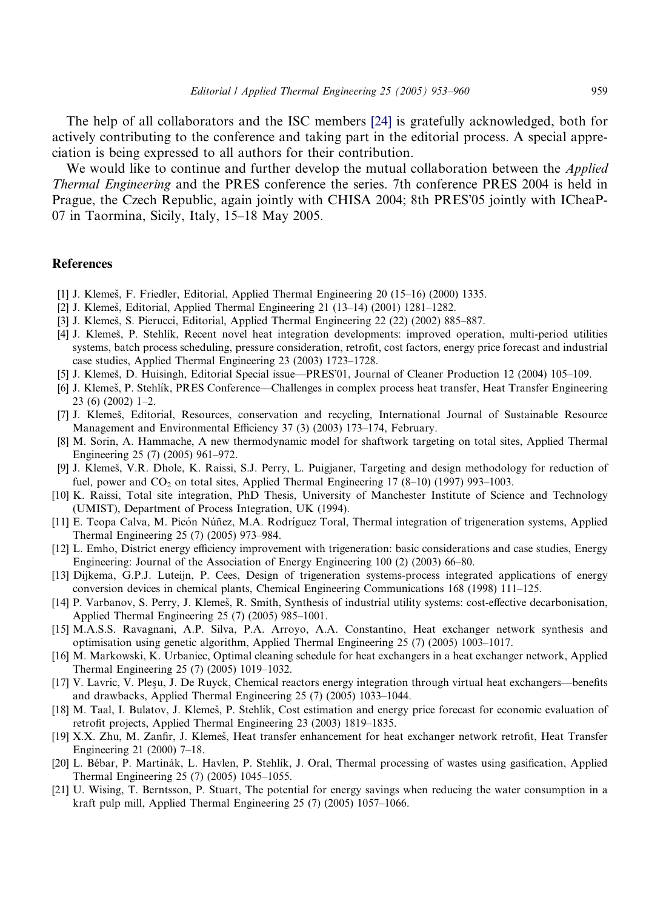The help of all collaborators and the ISC members [24] is gratefully acknowledged, both for actively contributing to the conference and taking part in the editorial process. A special appreciation is being expressed to all authors for their contribution.

We would like to continue and further develop the mutual collaboration between the *Applied Thermal Engineering* and the PRES conference the series. 7th conference PRES 2004 is held in Prague, the Czech Republic, again jointly with CHISA 2004; 8th PRES'05 jointly with ICheaP-07 in Taormina, Sicily, Italy, 15–18 May 2005.

## References

[1] J. Klemeš, F. Friedler, Editorial, Applied Thermal Engineering 20 (15–16) (2000) 1335.

[2] J. Klemeš, Editorial, Applied Thermal Engineering 21 (13–14) (2001) 1281–1282.

[3] J. Klemeš, S. Pierucci, Editorial, Applied Thermal Engineering 22 (22) (2002) 885–887.

[4] J. Klemeš, P. Stehlík, Recent novel heat integration developments: improved operation, multi-period utilities systems, batch process scheduling, pressure consideration, retrofit, cost factors, energy price forecast and industrial case studies, Applied Thermal Engineering 23 (2003) 1723–1728.

[5] J. Klemeš, D. Huisingh, Editorial Special issue—PRES'01, Journal of Cleaner Production 12 (2004) 105–109.

[6] J. Klemeš, P. Stehlík, PRES Conference—Challenges in complex process heat transfer, Heat Transfer Engineering 23 (6) (2002) 1–2.

[7] J. Klemeš, Editorial, Resources, conservation and recycling, International Journal of Sustainable Resource Management and Environmental Efficiency 37 (3) (2003) 173–174, February.

[8] M. Sorin, A. Hammache, A new thermodynamic model for shaftwork targeting on total sites, Applied Thermal Engineering 25 (7) (2005) 961–972.

[9] J. Klemeš, V.R. Dhole, K. Raissi, S.J. Perry, L. Puigjaner, Targeting and design methodology for reduction of fuel, power and $CO_2$ on total sites, Applied Thermal Engineering 17 (8–10) (1997) 993–1003.

[10] K. Raissi, Total site integration, PhD Thesis, University of Manchester Institute of Science and Technology (UMIST), Department of Process Integration, UK (1994).

[11] E. Teopa Calva, M. Picón Núñez, M.A. Rodríguez Toral, Thermal integration of trigeneration systems, Applied Thermal Engineering 25 (7) (2005) 973–984.

[12] L. Emho, District energy efficiency improvement with trigeneration: basic considerations and case studies, Energy Engineering: Journal of the Association of Energy Engineering 100 (2) (2003) 66–80.

[13] Dijkema, G.P.J. Luteijn, P. Cees, Design of trigeneration systems-process integrated applications of energy conversion devices in chemical plants, Chemical Engineering Communications 168 (1998) 111–125.

[14] P. Varbanov, S. Perry, J. Klemeš, R. Smith, Synthesis of industrial utility systems: cost-effective decarbonisation, Applied Thermal Engineering 25 (7) (2005) 985–1001.

[15] M.A.S.S. Ravagnani, A.P. Silva, P.A. Arroyo, A.A. Constantino, Heat exchanger network synthesis and optimisation using genetic algorithm, Applied Thermal Engineering 25 (7) (2005) 1003–1017.

[16] M. Markowski, K. Urbaniec, Optimal cleaning schedule for heat exchangers in a heat exchanger network, Applied Thermal Engineering 25 (7) (2005) 1019–1032.

[17] V. Lavric, V. Pleşu, J. De Ruyck, Chemical reactors energy integration through virtual heat exchangers—benefits and drawbacks, Applied Thermal Engineering 25 (7) (2005) 1033–1044.

[18] M. Taal, I. Bulatov, J. Klemeš, P. Stehlík, Cost estimation and energy price forecast for economic evaluation of retrofit projects, Applied Thermal Engineering 23 (2003) 1819–1835.

[19] X.X. Zhu, M. Zanfir, J. Klemeš, Heat transfer enhancement for heat exchanger network retrofit, Heat Transfer Engineering 21 (2000) 7–18.

[20] L. Bébar, P. Martinák, L. Havlen, P. Stehlík, J. Oral, Thermal processing of wastes using gasification, Applied Thermal Engineering 25 (7) (2005) 1045–1055.

[21] U. Wising, T. Berntsson, P. Stuart, The potential for energy savings when reducing the water consumption in a kraft pulp mill, Applied Thermal Engineering 25 (7) (2005) 1057–1066.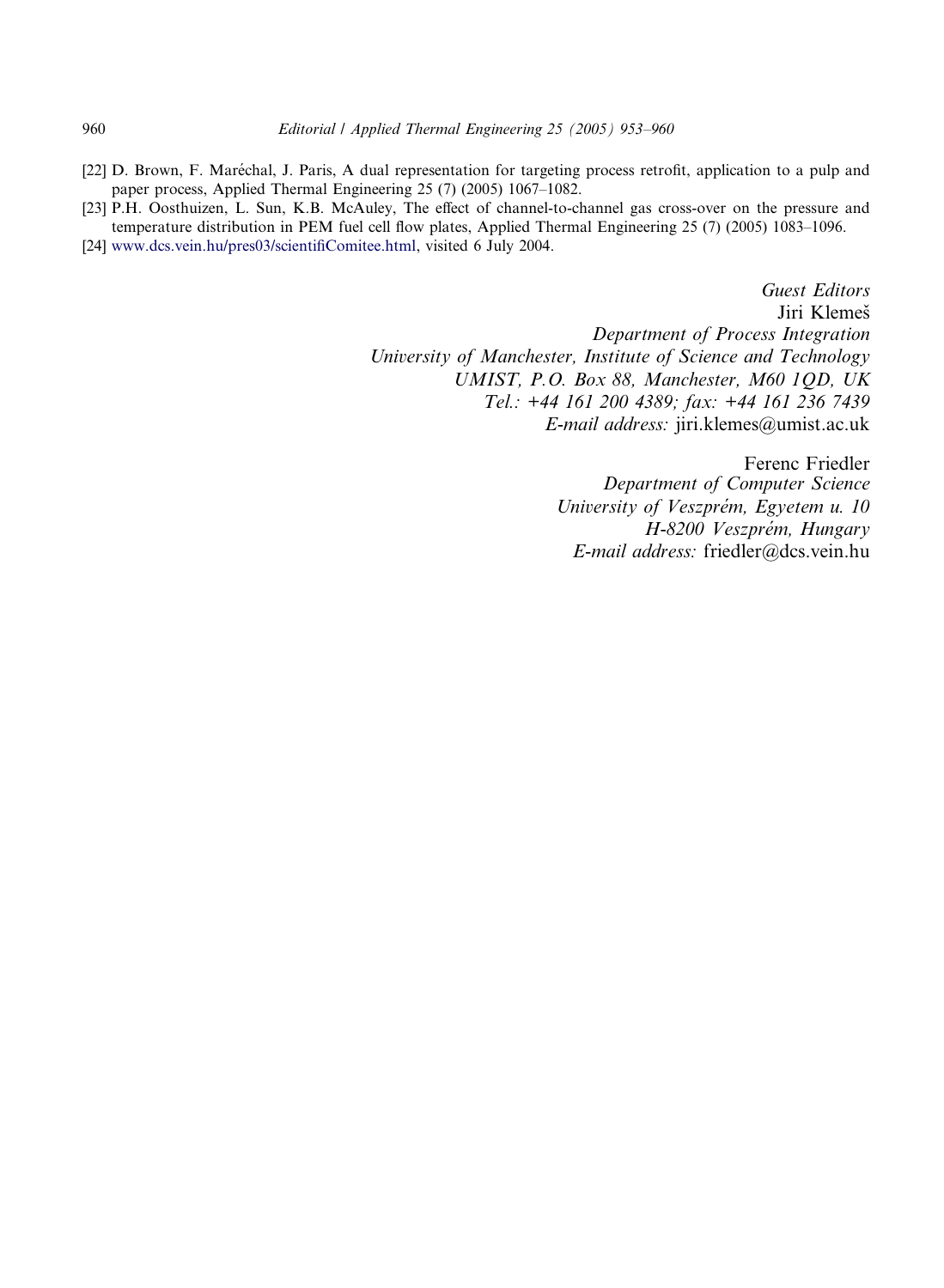[22] D. Brown, F. Maréchal, J. Paris, A dual representation for targeting process retrofit, application to a pulp and paper process, Applied Thermal Engineering 25 (7) (2005) 1067–1082.

[23] P.H. Oosthuizen, L. Sun, K.B. McAuley, The effect of channel-to-channel gas cross-over on the pressure and temperature distribution in PEM fuel cell flow plates, Applied Thermal Engineering 25 (7) (2005) 1083–1096.

[24] www.dcs.vein.hu/pres03/scientifiComitee.html, visited 6 July 2004.

*Guest Editors*
Jiri Klemeš
*Department of Process Integration*
*University of Manchester, Institute of Science and Technology*
*UMIST, P.O. Box 88, Manchester, M60 1QD, UK*
*Tel.: +44 161 200 4389; fax: +44 161 236 7439*
*E-mail address:* jiri.klemes@umist.ac.uk

Ferenc Friedler
*Department of Computer Science*
*University of Veszprém, Egyetem u. 10*
*H-8200 Veszprém, Hungary*
*E-mail address:* friedler@dcs.vein.hu